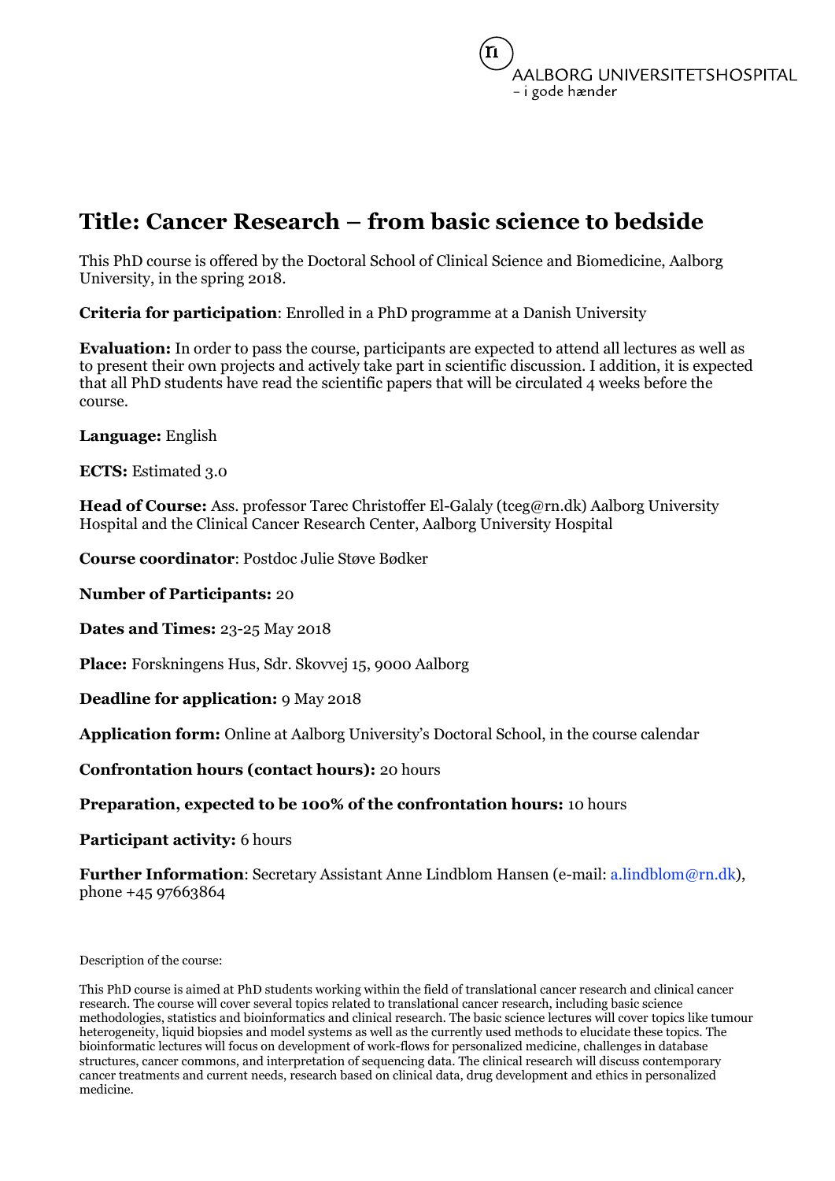AALBORG UNIVERSITETSHOSPITAL
– i gode hænder

# Title: Cancer Research – from basic science to bedside

This PhD course is offered by the Doctoral School of Clinical Science and Biomedicine, Aalborg University, in the spring 2018.

**Criteria for participation**: Enrolled in a PhD programme at a Danish University

**Evaluation:** In order to pass the course, participants are expected to attend all lectures as well as to present their own projects and actively take part in scientific discussion. I addition, it is expected that all PhD students have read the scientific papers that will be circulated 4 weeks before the course.

**Language:** English

**ECTS:** Estimated 3.0

**Head of Course:** Ass. professor Tarec Christoffer El-Galaly (tceg@rn.dk) Aalborg University Hospital and the Clinical Cancer Research Center, Aalborg University Hospital

**Course coordinator**: Postdoc Julie Støve Bødker

**Number of Participants:** 20

**Dates and Times:** 23-25 May 2018

**Place:** Forskningens Hus, Sdr. Skovvej 15, 9000 Aalborg

**Deadline for application:** 9 May 2018

**Application form:** Online at Aalborg University's Doctoral School, in the course calendar

**Confrontation hours (contact hours):** 20 hours

**Preparation, expected to be 100% of the confrontation hours:** 10 hours

**Participant activity:** 6 hours

**Further Information**: Secretary Assistant Anne Lindblom Hansen (e-mail: a.lindblom@rn.dk), phone +45 97663864

Description of the course:

This PhD course is aimed at PhD students working within the field of translational cancer research and clinical cancer research. The course will cover several topics related to translational cancer research, including basic science methodologies, statistics and bioinformatics and clinical research. The basic science lectures will cover topics like tumour heterogeneity, liquid biopsies and model systems as well as the currently used methods to elucidate these topics. The bioinformatic lectures will focus on development of work-flows for personalized medicine, challenges in database structures, cancer commons, and interpretation of sequencing data. The clinical research will discuss contemporary cancer treatments and current needs, research based on clinical data, drug development and ethics in personalized medicine.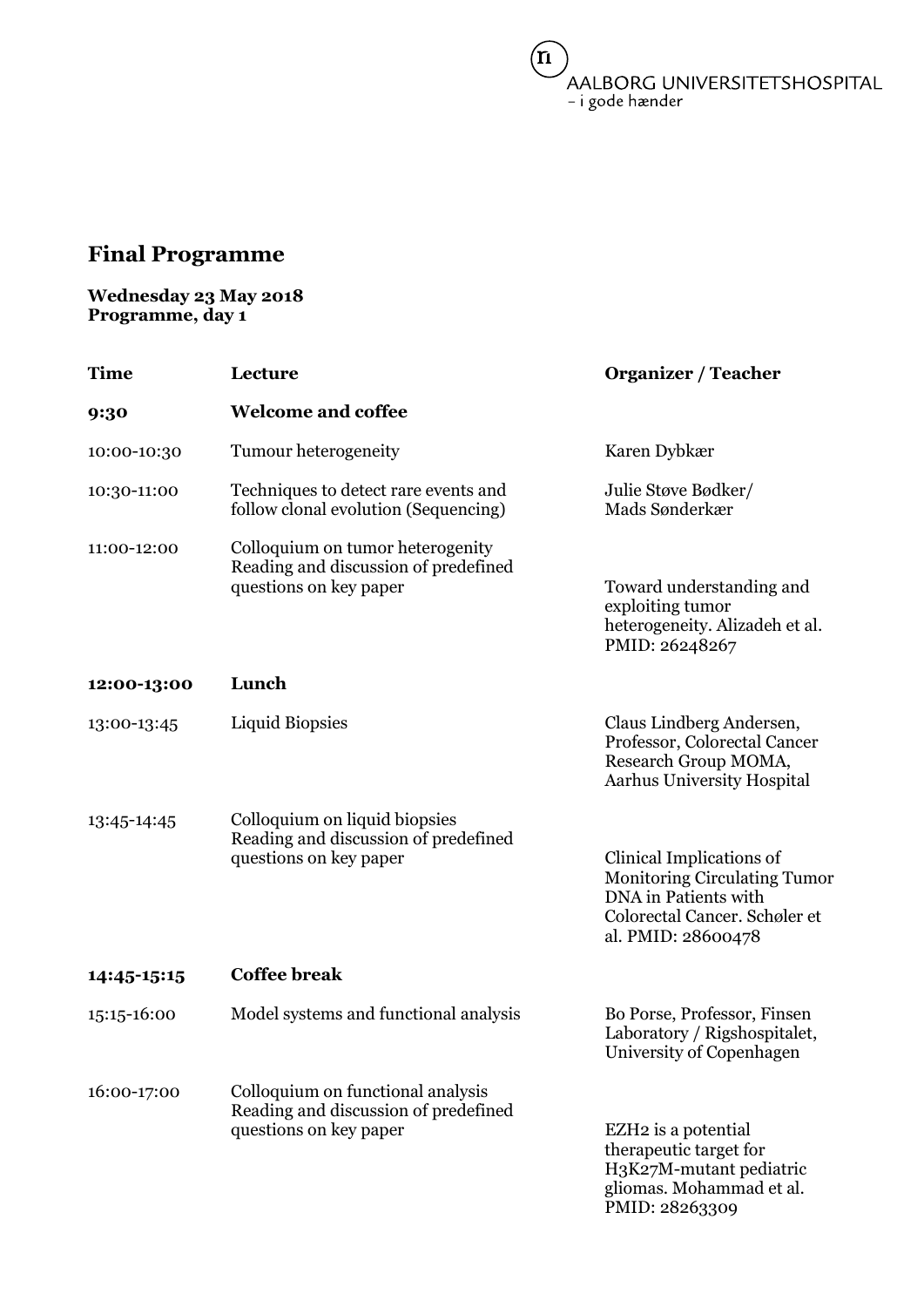## Final Programme

**Wednesday 23 May 2018**
**Programme, day 1**

| Time | Lecture | Organizer / Teacher |
| --- | --- | --- |
| **9:30** | **Welcome and coffee** | |
| 10:00-10:30 | Tumour heterogeneity | Karen Dybkær |
| 10:30-11:00 | Techniques to detect rare events and follow clonal evolution (Sequencing) | Julie Støve Bødker/ Mads Sønderkær |
| 11:00-12:00 | Colloquium on tumor heterogenity Reading and discussion of predefined questions on key paper | Toward understanding and exploiting tumor heterogeneity. Alizadeh et al. PMID: 26248267 |
| **12:00-13:00** | **Lunch** | |
| 13:00-13:45 | Liquid Biopsies | Claus Lindberg Andersen, Professor, Colorectal Cancer Research Group MOMA, Aarhus University Hospital |
| 13:45-14:45 | Colloquium on liquid biopsies Reading and discussion of predefined questions on key paper | Clinical Implications of Monitoring Circulating Tumor DNA in Patients with Colorectal Cancer. Schøler et al. PMID: 28600478 |
| **14:45-15:15** | **Coffee break** | |
| 15:15-16:00 | Model systems and functional analysis | Bo Porse, Professor, Finsen Laboratory / Rigshospitalet, University of Copenhagen |
| 16:00-17:00 | Colloquium on functional analysis Reading and discussion of predefined questions on key paper | EZH2 is a potential therapeutic target for H3K27M-mutant pediatric gliomas. Mohammad et al. PMID: 28263309 |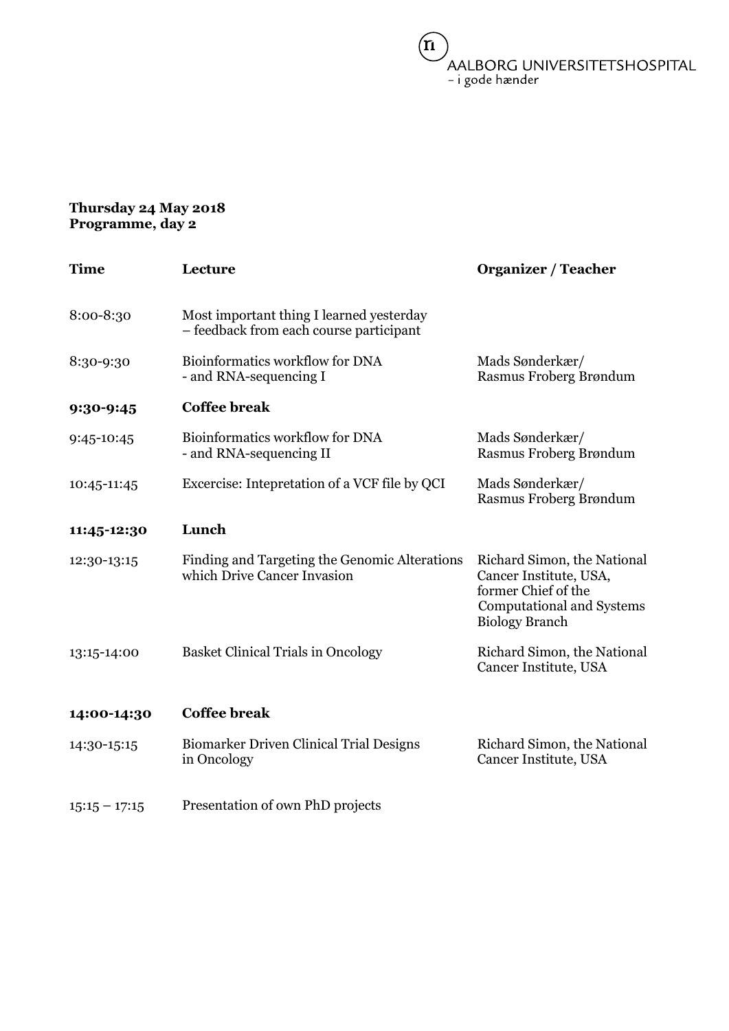**Thursday 24 May 2018**
**Programme, day 2**

| **Time** | **Lecture** | **Organizer / Teacher** |
| --- | --- | --- |
| 8:00-8:30 | Most important thing I learned yesterday – feedback from each course participant | |
| 8:30-9:30 | Bioinformatics workflow for DNA - and RNA-sequencing I | Mads Sønderkær/ Rasmus Froberg Brøndum |
| **9:30-9:45** | **Coffee break** | |
| 9:45-10:45 | Bioinformatics workflow for DNA - and RNA-sequencing II | Mads Sønderkær/ Rasmus Froberg Brøndum |
| 10:45-11:45 | Excercise: Intepretation of a VCF file by QCI | Mads Sønderkær/ Rasmus Froberg Brøndum |
| **11:45-12:30** | **Lunch** | |
| 12:30-13:15 | Finding and Targeting the Genomic Alterations which Drive Cancer Invasion | Richard Simon, the National Cancer Institute, USA, former Chief of the Computational and Systems Biology Branch |
| 13:15-14:00 | Basket Clinical Trials in Oncology | Richard Simon, the National Cancer Institute, USA |
| **14:00-14:30** | **Coffee break** | |
| 14:30-15:15 | Biomarker Driven Clinical Trial Designs in Oncology | Richard Simon, the National Cancer Institute, USA |
| 15:15 – 17:15 | Presentation of own PhD projects | |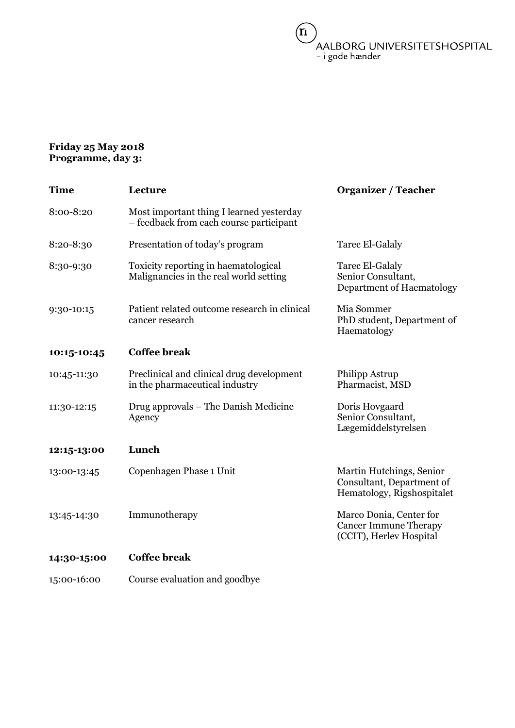**Friday 25 May 2018**
**Programme, day 3:**

| Time | Lecture | Organizer / Teacher |
|---|---|---|
| 8:00-8:20 | Most important thing I learned yesterday – feedback from each course participant | |
| 8:20-8:30 | Presentation of today's program | Tarec El-Galaly |
| 8:30-9:30 | Toxicity reporting in haematological Malignancies in the real world setting | Tarec El-Galaly Senior Consultant, Department of Haematology |
| 9:30-10:15 | Patient related outcome research in clinical cancer research | Mia Sommer PhD student, Department of Haematology |
| **10:15-10:45** | **Coffee break** | |
| 10:45-11:30 | Preclinical and clinical drug development in the pharmaceutical industry | Philipp Astrup Pharmacist, MSD |
| 11:30-12:15 | Drug approvals – The Danish Medicine Agency | Doris Hovgaard Senior Consultant, Lægemiddelstyrelsen |
| **12:15-13:00** | **Lunch** | |
| 13:00-13:45 | Copenhagen Phase 1 Unit | Martin Hutchings, Senior Consultant, Department of Hematology, Rigshospitalet |
| 13:45-14:30 | Immunotherapy | Marco Donia, Center for Cancer Immune Therapy (CCIT), Herlev Hospital |
| **14:30-15:00** | **Coffee break** | |
| 15:00-16:00 | Course evaluation and goodbye | |